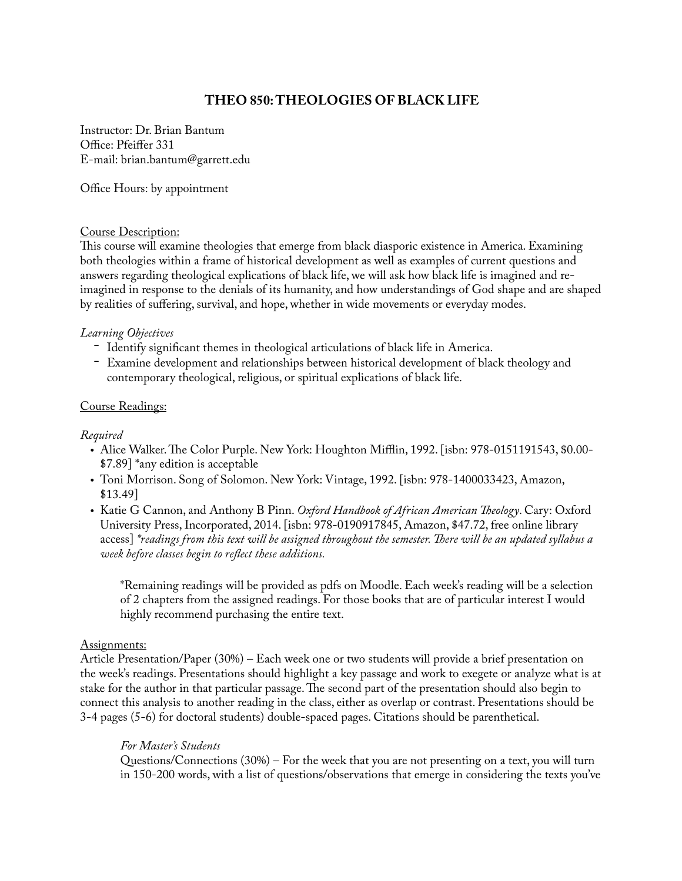# THEO 850: THEOLOGIES OF BLACK LIFE

Instructor: Dr. Brian Bantum
Office: Pfeiffer 331
E-mail: brian.bantum@garrett.edu

Office Hours: by appointment

<u>Course Description:</u>
This course will examine theologies that emerge from black diasporic existence in America. Examining both theologies within a frame of historical development as well as examples of current questions and answers regarding theological explications of black life, we will ask how black life is imagined and re-imagined in response to the denials of its humanity, and how understandings of God shape and are shaped by realities of suffering, survival, and hope, whether in wide movements or everyday modes.

*Learning Objectives*

- Identify significant themes in theological articulations of black life in America.
- Examine development and relationships between historical development of black theology and contemporary theological, religious, or spiritual explications of black life.

<u>Course Readings:</u>

*Required*

- Alice Walker. The Color Purple. New York: Houghton Mifflin, 1992. [isbn: 978-0151191543, $0.00-$7.89] *any edition is acceptable
- Toni Morrison. Song of Solomon. New York: Vintage, 1992. [isbn: 978-1400033423, Amazon, $13.49]
- Katie G Cannon, and Anthony B Pinn. *Oxford Handbook of African American Theology*. Cary: Oxford University Press, Incorporated, 2014. [isbn: 978-0190917845, Amazon, $47.72, free online library access] *\*readings from this text will be assigned throughout the semester. There will be an updated syllabus a week before classes begin to reflect these additions.*

> *Remaining readings will be provided as pdfs on Moodle. Each week's reading will be a selection of 2 chapters from the assigned readings. For those books that are of particular interest I would highly recommend purchasing the entire text.

<u>Assignments:</u>
Article Presentation/Paper (30%) – Each week one or two students will provide a brief presentation on the week's readings. Presentations should highlight a key passage and work to exegete or analyze what is at stake for the author in that particular passage. The second part of the presentation should also begin to connect this analysis to another reading in the class, either as overlap or contrast. Presentations should be 3-4 pages (5-6) for doctoral students) double-spaced pages. Citations should be parenthetical.

> *For Master's Students*
> Questions/Connections (30%) – For the week that you are not presenting on a text, you will turn in 150-200 words, with a list of questions/observations that emerge in considering the texts you've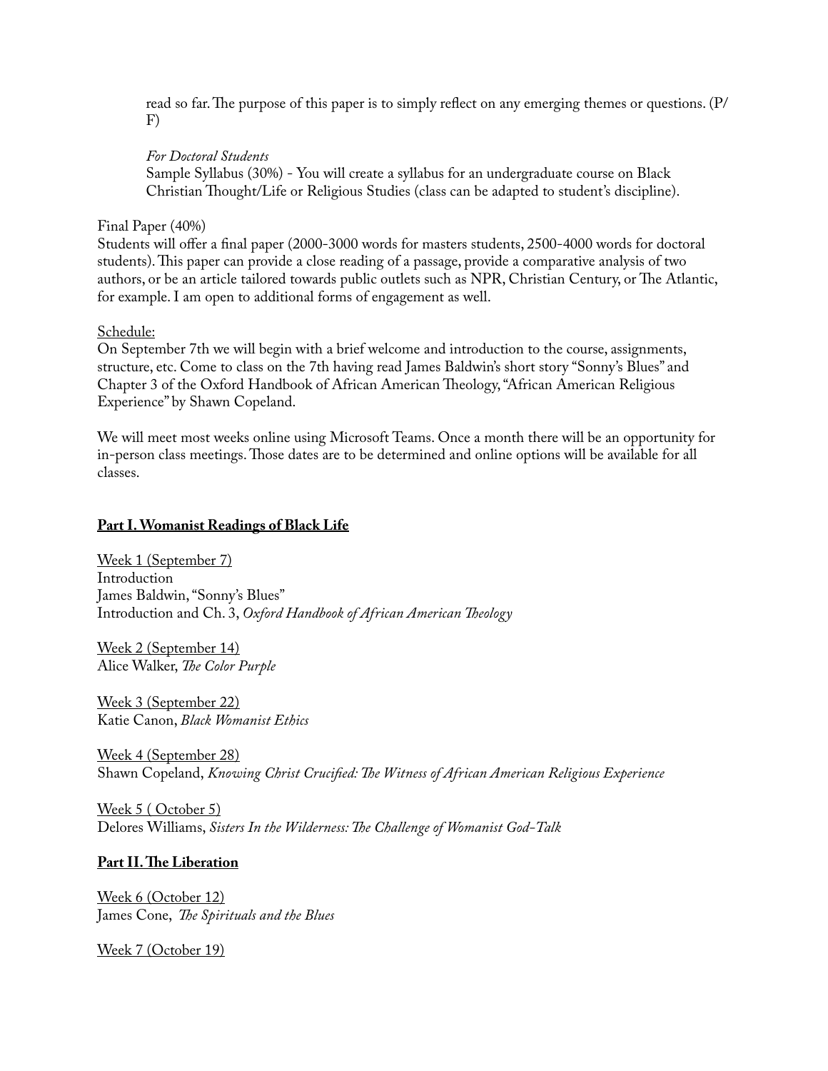read so far. The purpose of this paper is to simply reflect on any emerging themes or questions. (P/F)

*For Doctoral Students*
Sample Syllabus (30%) - You will create a syllabus for an undergraduate course on Black Christian Thought/Life or Religious Studies (class can be adapted to student's discipline).

Final Paper (40%)
Students will offer a final paper (2000-3000 words for masters students, 2500-4000 words for doctoral students). This paper can provide a close reading of a passage, provide a comparative analysis of two authors, or be an article tailored towards public outlets such as NPR, Christian Century, or The Atlantic, for example. I am open to additional forms of engagement as well.

<u>Schedule:</u>
On September 7th we will begin with a brief welcome and introduction to the course, assignments, structure, etc. Come to class on the 7th having read James Baldwin's short story "Sonny's Blues" and Chapter 3 of the Oxford Handbook of African American Theology, "African American Religious Experience" by Shawn Copeland.

We will meet most weeks online using Microsoft Teams. Once a month there will be an opportunity for in-person class meetings. Those dates are to be determined and online options will be available for all classes.

## Part I. Womanist Readings of Black Life

<u>Week 1 (September 7)</u>
Introduction
James Baldwin, "Sonny's Blues"
Introduction and Ch. 3, *Oxford Handbook of African American Theology*

<u>Week 2 (September 14)</u>
Alice Walker, *The Color Purple*

<u>Week 3 (September 22)</u>
Katie Canon, *Black Womanist Ethics*

<u>Week 4 (September 28)</u>
Shawn Copeland, *Knowing Christ Crucified: The Witness of African American Religious Experience*

<u>Week 5 ( October 5)</u>
Delores Williams, *Sisters In the Wilderness: The Challenge of Womanist God-Talk*

## Part II. The Liberation

<u>Week 6 (October 12)</u>
James Cone, *The Spirituals and the Blues*

<u>Week 7 (October 19)</u>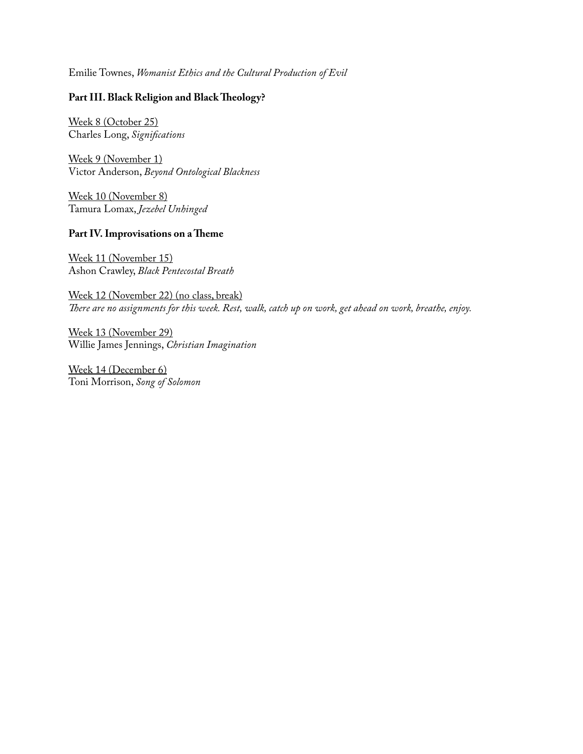Emilie Townes, *Womanist Ethics and the Cultural Production of Evil*

**Part III. Black Religion and Black Theology?**

<u>Week 8 (October 25)</u>
Charles Long, *Significations*

<u>Week 9 (November 1)</u>
Victor Anderson, *Beyond Ontological Blackness*

<u>Week 10 (November 8)</u>
Tamura Lomax, *Jezebel Unhinged*

**Part IV. Improvisations on a Theme**

<u>Week 11 (November 15)</u>
Ashon Crawley, *Black Pentecostal Breath*

<u>Week 12 (November 22) (no class, break)</u>
*There are no assignments for this week. Rest, walk, catch up on work, get ahead on work, breathe, enjoy.*

<u>Week 13 (November 29)</u>
Willie James Jennings, *Christian Imagination*

<u>Week 14 (December 6)</u>
Toni Morrison, *Song of Solomon*